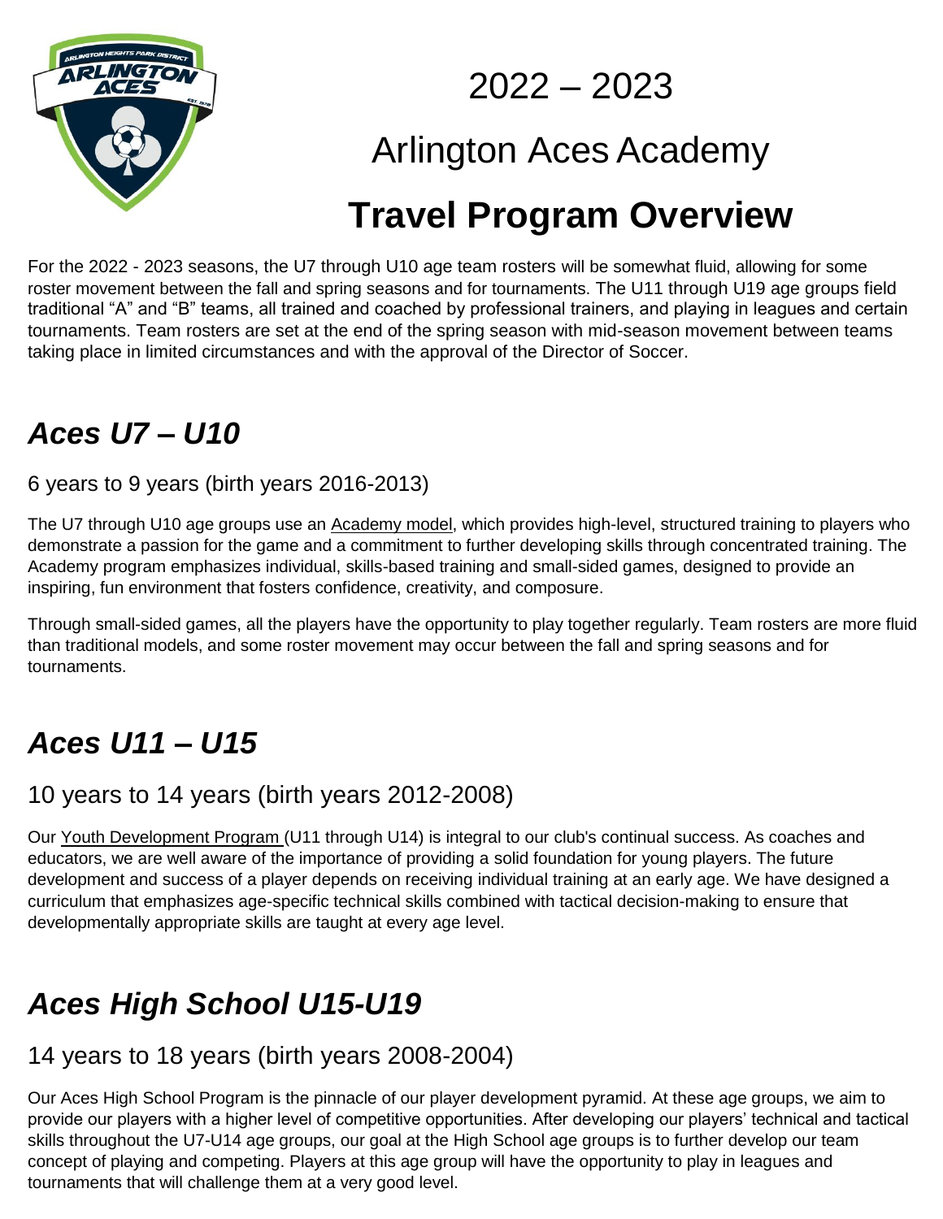# 2022 – 2023

# Arlington Aces Academy

# **Travel Program Overview**

For the 2022 - 2023 seasons, the U7 through U10 age team rosters will be somewhat fluid, allowing for some roster movement between the fall and spring seasons and for tournaments. The U11 through U19 age groups field traditional “A” and “B” teams, all trained and coached by professional trainers, and playing in leagues and certain tournaments. Team rosters are set at the end of the spring season with mid-season movement between teams taking place in limited circumstances and with the approval of the Director of Soccer.

## *Aces U7 – U10*

### 6 years to 9 years (birth years 2016-2013)

The U7 through U10 age groups use an Academy model, which provides high-level, structured training to players who demonstrate a passion for the game and a commitment to further developing skills through concentrated training. The Academy program emphasizes individual, skills-based training and small-sided games, designed to provide an inspiring, fun environment that fosters confidence, creativity, and composure.

Through small-sided games, all the players have the opportunity to play together regularly. Team rosters are more fluid than traditional models, and some roster movement may occur between the fall and spring seasons and for tournaments.

## *Aces U11 – U15*

### 10 years to 14 years (birth years 2012-2008)

Our Youth Development Program (U11 through U14) is integral to our club's continual success. As coaches and educators, we are well aware of the importance of providing a solid foundation for young players. The future development and success of a player depends on receiving individual training at an early age. We have designed a curriculum that emphasizes age-specific technical skills combined with tactical decision-making to ensure that developmentally appropriate skills are taught at every age level.

## *Aces High School U15-U19*

### 14 years to 18 years (birth years 2008-2004)

Our Aces High School Program is the pinnacle of our player development pyramid. At these age groups, we aim to provide our players with a higher level of competitive opportunities. After developing our players’ technical and tactical skills throughout the U7-U14 age groups, our goal at the High School age groups is to further develop our team concept of playing and competing. Players at this age group will have the opportunity to play in leagues and tournaments that will challenge them at a very good level.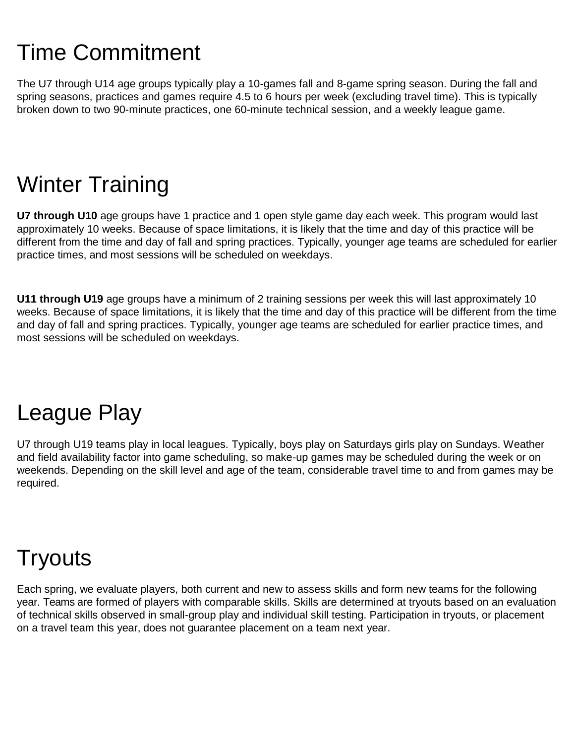# Time Commitment

The U7 through U14 age groups typically play a 10-games fall and 8-game spring season. During the fall and spring seasons, practices and games require 4.5 to 6 hours per week (excluding travel time). This is typically broken down to two 90-minute practices, one 60-minute technical session, and a weekly league game.

# Winter Training

**U7 through U10** age groups have 1 practice and 1 open style game day each week. This program would last approximately 10 weeks. Because of space limitations, it is likely that the time and day of this practice will be different from the time and day of fall and spring practices. Typically, younger age teams are scheduled for earlier practice times, and most sessions will be scheduled on weekdays.

**U11 through U19** age groups have a minimum of 2 training sessions per week this will last approximately 10 weeks. Because of space limitations, it is likely that the time and day of this practice will be different from the time and day of fall and spring practices. Typically, younger age teams are scheduled for earlier practice times, and most sessions will be scheduled on weekdays.

# League Play

U7 through U19 teams play in local leagues. Typically, boys play on Saturdays girls play on Sundays. Weather and field availability factor into game scheduling, so make-up games may be scheduled during the week or on weekends. Depending on the skill level and age of the team, considerable travel time to and from games may be required.

# Tryouts

Each spring, we evaluate players, both current and new to assess skills and form new teams for the following year. Teams are formed of players with comparable skills. Skills are determined at tryouts based on an evaluation of technical skills observed in small-group play and individual skill testing. Participation in tryouts, or placement on a travel team this year, does not guarantee placement on a team next year.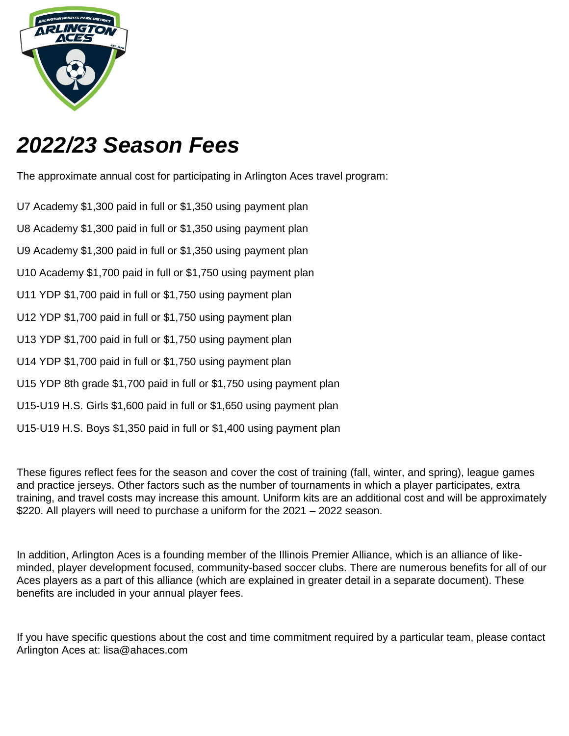# *2022/23 Season Fees*

The approximate annual cost for participating in Arlington Aces travel program:

U7 Academy $1,300 paid in full or $1,350 using payment plan

U8 Academy $1,300 paid in full or $1,350 using payment plan

U9 Academy $1,300 paid in full or $1,350 using payment plan

U10 Academy $1,700 paid in full or $1,750 using payment plan

U11 YDP $1,700 paid in full or $1,750 using payment plan

U12 YDP $1,700 paid in full or $1,750 using payment plan

U13 YDP $1,700 paid in full or $1,750 using payment plan

U14 YDP $1,700 paid in full or $1,750 using payment plan

U15 YDP 8th grade $1,700 paid in full or $1,750 using payment plan

U15-U19 H.S. Girls $1,600 paid in full or $1,650 using payment plan

U15-U19 H.S. Boys $1,350 paid in full or $1,400 using payment plan

These figures reflect fees for the season and cover the cost of training (fall, winter, and spring), league games and practice jerseys. Other factors such as the number of tournaments in which a player participates, extra training, and travel costs may increase this amount. Uniform kits are an additional cost and will be approximately $220. All players will need to purchase a uniform for the 2021 – 2022 season.

In addition, Arlington Aces is a founding member of the Illinois Premier Alliance, which is an alliance of like-minded, player development focused, community-based soccer clubs. There are numerous benefits for all of our Aces players as a part of this alliance (which are explained in greater detail in a separate document). These benefits are included in your annual player fees.

If you have specific questions about the cost and time commitment required by a particular team, please contact Arlington Aces at: lisa@ahaces.com